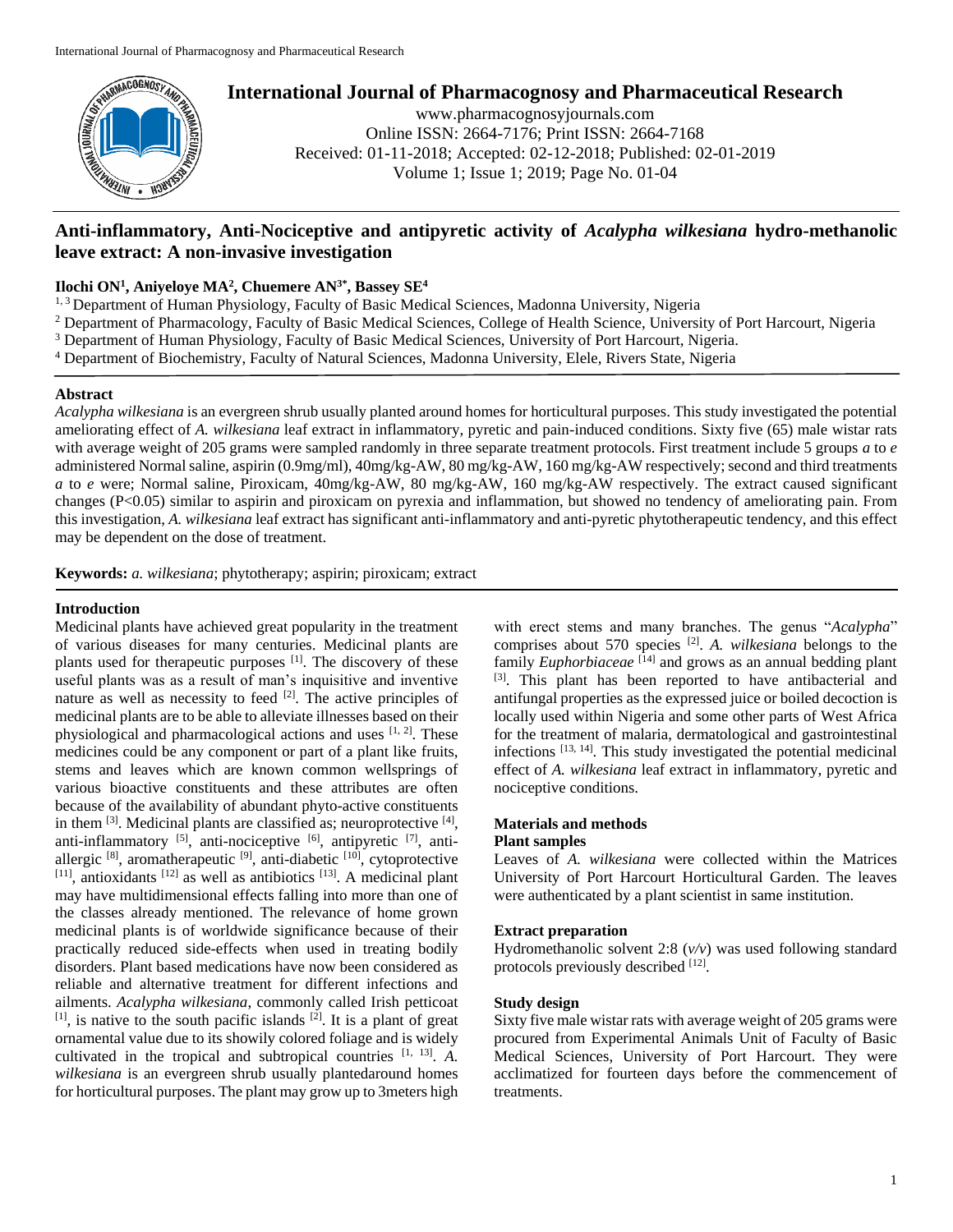# Anti-inflammatory, Anti-Nociceptive and antipyretic activity of *Acalypha wilkesiana* hydro-methanolic leave extract: A non-invasive investigation

**Ilochi ON[1], Aniyeloye MA[2], Chuemere AN[3*], Bassey SE[4]**

[1, 3] Department of Human Physiology, Faculty of Basic Medical Sciences, Madonna University, Nigeria
[2] Department of Pharmacology, Faculty of Basic Medical Sciences, College of Health Science, University of Port Harcourt, Nigeria
[3] Department of Human Physiology, Faculty of Basic Medical Sciences, University of Port Harcourt, Nigeria.
[4] Department of Biochemistry, Faculty of Natural Sciences, Madonna University, Elele, Rivers State, Nigeria

## Abstract

*Acalypha wilkesiana* is an evergreen shrub usually planted around homes for horticultural purposes. This study investigated the potential ameliorating effect of *A. wilkesiana* leaf extract in inflammatory, pyretic and pain-induced conditions. Sixty five (65) male wistar rats with average weight of 205 grams were sampled randomly in three separate treatment protocols. First treatment include 5 groups *a* to *e* administered Normal saline, aspirin (0.9mg/ml), 40mg/kg-AW, 80 mg/kg-AW, 160 mg/kg-AW respectively; second and third treatments *a* to *e* were; Normal saline, Piroxicam, 40mg/kg-AW, 80 mg/kg-AW, 160 mg/kg-AW respectively. The extract caused significant changes (P<0.05) similar to aspirin and piroxicam on pyrexia and inflammation, but showed no tendency of ameliorating pain. From this investigation, *A. wilkesiana* leaf extract has significant anti-inflammatory and anti-pyretic phytotherapeutic tendency, and this effect may be dependent on the dose of treatment.

**Keywords:** *a. wilkesiana*; phytotherapy; aspirin; piroxicam; extract

## Introduction

Medicinal plants have achieved great popularity in the treatment of various diseases for many centuries. Medicinal plants are plants used for therapeutic purposes [1]. The discovery of these useful plants was as a result of man's inquisitive and inventive nature as well as necessity to feed [2]. The active principles of medicinal plants are to be able to alleviate illnesses based on their physiological and pharmacological actions and uses [1, 2]. These medicines could be any component or part of a plant like fruits, stems and leaves which are known common wellsprings of various bioactive constituents and these attributes are often because of the availability of abundant phyto-active constituents in them [3]. Medicinal plants are classified as; neuroprotective [4], anti-inflammatory [5], anti-nociceptive [6], antipyretic [7], anti-allergic [8], aromatherapeutic [9], anti-diabetic [10], cytoprotective [11], antioxidants [12] as well as antibiotics [13]. A medicinal plant may have multidimensional effects falling into more than one of the classes already mentioned. The relevance of home grown medicinal plants is of worldwide significance because of their practically reduced side-effects when used in treating bodily disorders. Plant based medications have now been considered as reliable and alternative treatment for different infections and ailments. *Acalypha wilkesiana*, commonly called Irish petticoat [1], is native to the south pacific islands [2]. It is a plant of great ornamental value due to its showily colored foliage and is widely cultivated in the tropical and subtropical countries [1, 13]. *A. wilkesiana* is an evergreen shrub usually plantedaround homes for horticultural purposes. The plant may grow up to 3meters high with erect stems and many branches. The genus "*Acalypha*" comprises about 570 species [2]. *A. wilkesiana* belongs to the family *Euphorbiaceae* [14] and grows as an annual bedding plant [3]. This plant has been reported to have antibacterial and antifungal properties as the expressed juice or boiled decoction is locally used within Nigeria and some other parts of West Africa for the treatment of malaria, dermatological and gastrointestinal infections [13, 14]. This study investigated the potential medicinal effect of *A. wilkesiana* leaf extract in inflammatory, pyretic and nociceptive conditions.

## Materials and methods

### Plant samples

Leaves of *A. wilkesiana* were collected within the Matrices University of Port Harcourt Horticultural Garden. The leaves were authenticated by a plant scientist in same institution.

### Extract preparation

Hydromethanolic solvent 2:8 (*v/v*) was used following standard protocols previously described [12].

### Study design

Sixty five male wistar rats with average weight of 205 grams were procured from Experimental Animals Unit of Faculty of Basic Medical Sciences, University of Port Harcourt. They were acclimatized for fourteen days before the commencement of treatments.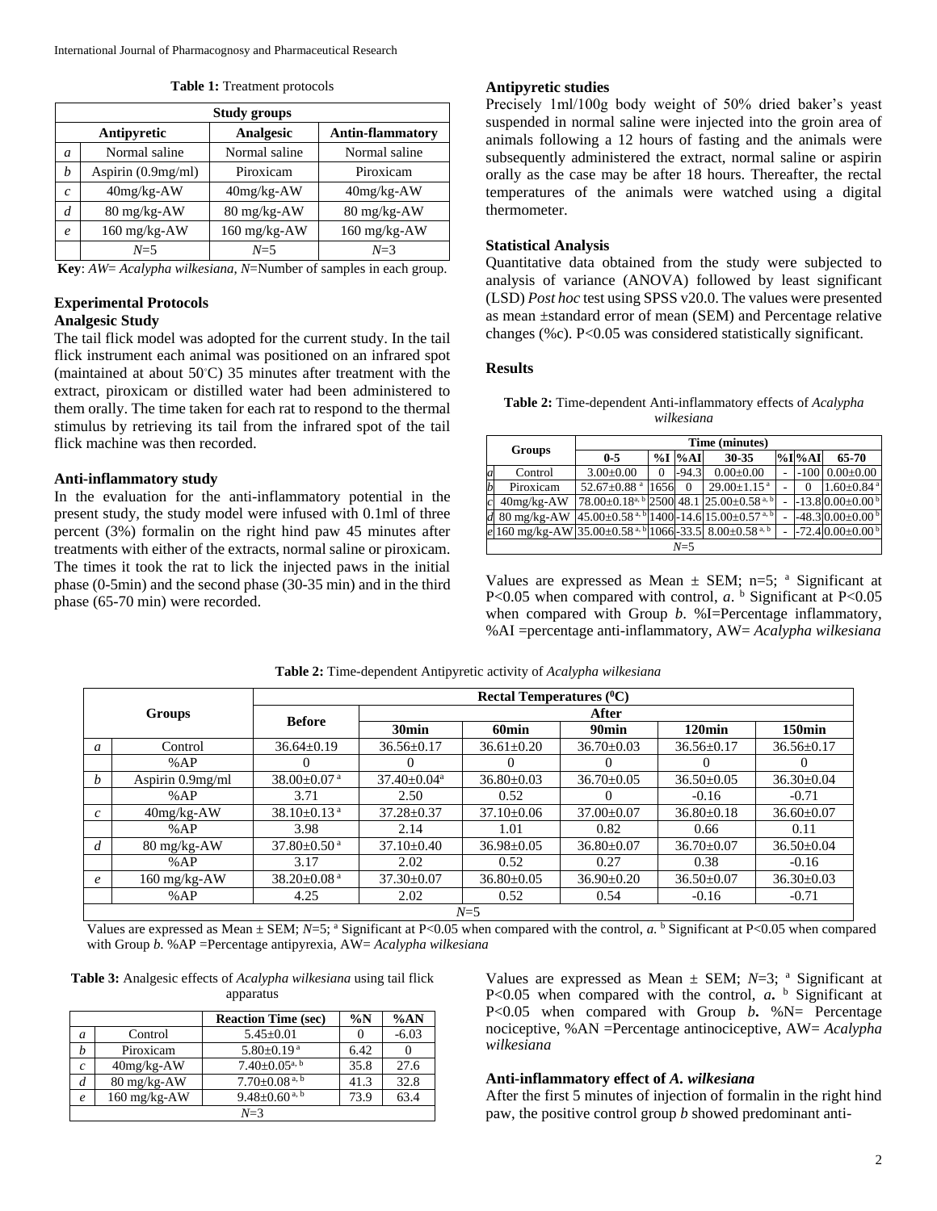**Table 1:** Treatment protocols

| | Study groups | | |
|---|---|---|---|
| | Antipyretic | Analgesic | Antin-flammatory |
| *a* | Normal saline | Normal saline | Normal saline |
| *b* | Aspirin (0.9mg/ml) | Piroxicam | Piroxicam |
| *c* | 40mg/kg-AW | 40mg/kg-AW | 40mg/kg-AW |
| *d* | 80 mg/kg-AW | 80 mg/kg-AW | 80 mg/kg-AW |
| *e* | 160 mg/kg-AW | 160 mg/kg-AW | 160 mg/kg-AW |
| | *N*=5 | *N*=5 | *N*=3 |

**Key**: *AW*= *Acalypha wilkesiana*, *N*=Number of samples in each group.

### Experimental Protocols

#### Analgesic Study

The tail flick model was adopted for the current study. In the tail flick instrument each animal was positioned on an infrared spot (maintained at about 50°C) 35 minutes after treatment with the extract, piroxicam or distilled water had been administered to them orally. The time taken for each rat to respond to the thermal stimulus by retrieving its tail from the infrared spot of the tail flick machine was then recorded.

#### Anti-inflammatory study

In the evaluation for the anti-inflammatory potential in the present study, the study model were infused with 0.1ml of three percent (3%) formalin on the right hind paw 45 minutes after treatments with either of the extracts, normal saline or piroxicam. The times it took the rat to lick the injected paws in the initial phase (0-5min) and the second phase (30-35 min) and in the third phase (65-70 min) were recorded.

#### Antipyretic studies

Precisely 1ml/100g body weight of 50% dried baker's yeast suspended in normal saline were injected into the groin area of animals following a 12 hours of fasting and the animals were subsequently administered the extract, normal saline or aspirin orally as the case may be after 18 hours. Thereafter, the rectal temperatures of the animals were watched using a digital thermometer.

#### Statistical Analysis

Quantitative data obtained from the study were subjected to analysis of variance (ANOVA) followed by least significant (LSD) *Post hoc* test using SPSS v20.0. The values were presented as mean ±standard error of mean (SEM) and Percentage relative changes (%c). P<0.05 was considered statistically significant.

### Results

**Table 2:** Time-dependent Anti-inflammatory effects of *Acalypha wilkesiana*

| | Groups | Time (minutes) | | | | | | |
|---|---|---|---|---|---|---|---|---|
| | | 0-5 | %I | %AI | 30-35 | %I | %AI | 65-70 |
| *a* | Control | 3.00±0.00 | 0 | -94.3 | 0.00±0.00 | - | -100 | 0.00±0.00 |
| *b* | Piroxicam | 52.67±0.88 [a] | 1656 | 0 | 29.00±1.15 [a] | - | 0 | 1.60±0.84 [a] |
| *c* | 40mg/kg-AW | 78.00±0.18 [a, b] | 2500 | 48.1 | 25.00±0.58 [a, b] | - | -13.8 | 0.00±0.00 [b] |
| *d* | 80 mg/kg-AW | 45.00±0.58 [a, b] | 1400 | -14.6 | 15.00±0.57 [a, b] | - | -48.3 | 0.00±0.00 [b] |
| *e* | 160 mg/kg-AW | 35.00±0.58 [a, b] | 1066 | -33.5 | 8.00±0.58 [a, b] | - | -72.4 | 0.00±0.00 [b] |
| | *N*=5 | | | | | | | |

Values are expressed as Mean ± SEM; n=5; [a] Significant at P<0.05 when compared with control, *a*. [b] Significant at P<0.05 when compared with Group *b*. %I=Percentage inflammatory, %AI =percentage anti-inflammatory, AW= *Acalypha wilkesiana*

**Table 2:** Time-dependent Antipyretic activity of *Acalypha wilkesiana*

| | Groups | Rectal Temperatures ($^0$C) | | | | | |
|---|---|---|---|---|---|---|---|
| | | Before | After | | | | |
| | | | 30min | 60min | 90min | 120min | 150min |
| *a* | Control | 36.64±0.19 | 36.56±0.17 | 36.61±0.20 | 36.70±0.03 | 36.56±0.17 | 36.56±0.17 |
| | %AP | 0 | 0 | 0 | 0 | 0 | 0 |
| *b* | Aspirin 0.9mg/ml | 38.00±0.07 [a] | 37.40±0.04[a] | 36.80±0.03 | 36.70±0.05 | 36.50±0.05 | 36.30±0.04 |
| | %AP | 3.71 | 2.50 | 0.52 | 0 | -0.16 | -0.71 |
| *c* | 40mg/kg-AW | 38.10±0.13 [a] | 37.28±0.37 | 37.10±0.06 | 37.00±0.07 | 36.80±0.18 | 36.60±0.07 |
| | %AP | 3.98 | 2.14 | 1.01 | 0.82 | 0.66 | 0.11 |
| *d* | 80 mg/kg-AW | 37.80±0.50 [a] | 37.10±0.40 | 36.98±0.05 | 36.80±0.07 | 36.70±0.07 | 36.50±0.04 |
| | %AP | 3.17 | 2.02 | 0.52 | 0.27 | 0.38 | -0.16 |
| *e* | 160 mg/kg-AW | 38.20±0.08 [a] | 37.30±0.07 | 36.80±0.05 | 36.90±0.20 | 36.50±0.07 | 36.30±0.03 |
| | %AP | 4.25 | 2.02 | 0.52 | 0.54 | -0.16 | -0.71 |
| | *N*=5 | | | | | | |

Values are expressed as Mean ± SEM; *N*=5; [a] Significant at P<0.05 when compared with the control, *a.* [b] Significant at P<0.05 when compared with Group *b.* %AP =Percentage antipyrexia, AW= *Acalypha wilkesiana*

**Table 3:** Analgesic effects of *Acalypha wilkesiana* using tail flick apparatus

| | | Reaction Time (sec) | %N | %AN |
|---|---|---|---|---|
| *a* | Control | 5.45±0.01 | 0 | -6.03 |
| *b* | Piroxicam | 5.80±0.19 [a] | 6.42 | 0 |
| *c* | 40mg/kg-AW | 7.40±0.05 [a, b] | 35.8 | 27.6 |
| *d* | 80 mg/kg-AW | 7.70±0.08 [a, b] | 41.3 | 32.8 |
| *e* | 160 mg/kg-AW | 9.48±0.60 [a, b] | 73.9 | 63.4 |
| | *N*=3 | | | |

Values are expressed as Mean ± SEM; *N*=3; [a] Significant at P<0.05 when compared with the control, ***a***. [b] Significant at P<0.05 when compared with Group ***b***. %N= Percentage nociceptive, %AN =Percentage antinociceptive, AW= *Acalypha wilkesiana*

#### Anti-inflammatory effect of *A. wilkesiana*

After the first 5 minutes of injection of formalin in the right hind paw, the positive control group *b* showed predominant anti-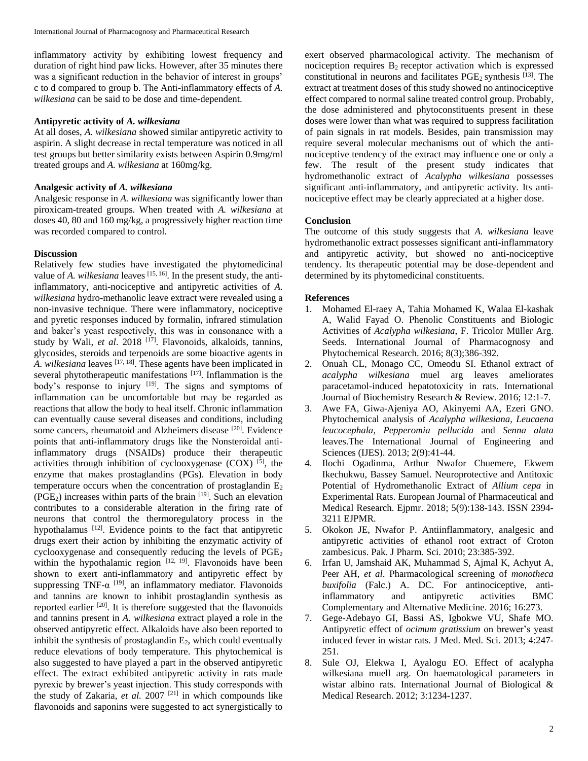inflammatory activity by exhibiting lowest frequency and duration of right hind paw licks. However, after 35 minutes there was a significant reduction in the behavior of interest in groups' c to d compared to group b. The Anti-inflammatory effects of *A. wilkesiana* can be said to be dose and time-dependent.

**Antipyretic activity of *A. wilkesiana***

At all doses, *A. wilkesiana* showed similar antipyretic activity to aspirin. A slight decrease in rectal temperature was noticed in all test groups but better similarity exists between Aspirin 0.9mg/ml treated groups and *A. wilkesiana* at 160mg/kg.

**Analgesic activity of *A. wilkesiana***

Analgesic response in *A. wilkesiana* was significantly lower than piroxicam-treated groups. When treated with *A. wilkesiana* at doses 40, 80 and 160 mg/kg, a progressively higher reaction time was recorded compared to control.

## Discussion

Relatively few studies have investigated the phytomedicinal value of *A. wilkesiana* leaves [15, 16]. In the present study, the anti-inflammatory, anti-nociceptive and antipyretic activities of *A. wilkesiana* hydro-methanolic leave extract were revealed using a non-invasive technique. There were inflammatory, nociceptive and pyretic responses induced by formalin, infrared stimulation and baker's yeast respectively, this was in consonance with a study by Wali, *et al*. 2018 [17]. Flavonoids, alkaloids, tannins, glycosides, steroids and terpenoids are some bioactive agents in *A. wilkesiana* leaves [17, 18]. These agents have been implicated in several phytotherapeutic manifestations [17]. Inflammation is the body's response to injury [19]. The signs and symptoms of inflammation can be uncomfortable but may be regarded as reactions that allow the body to heal itself. Chronic inflammation can eventually cause several diseases and conditions, including some cancers, rheumatoid and Alzheimers disease [20]. Evidence points that anti-inflammatory drugs like the Nonsteroidal anti-inflammatory drugs (NSAIDs) produce their therapeutic activities through inhibition of cyclooxygenase (COX) [5], the enzyme that makes prostaglandins (PGs). Elevation in body temperature occurs when the concentration of prostaglandin $E_2$ ($PGE_2$) increases within parts of the brain [19]. Such an elevation contributes to a considerable alteration in the firing rate of neurons that control the thermoregulatory process in the hypothalamus [12]. Evidence points to the fact that antipyretic drugs exert their action by inhibiting the enzymatic activity of cyclooxygenase and consequently reducing the levels of $PGE_2$ within the hypothalamic region [12, 19]. Flavonoids have been shown to exert anti-inflammatory and antipyretic effect by suppressing TNF-α [19], an inflammatory mediator. Flavonoids and tannins are known to inhibit prostaglandin synthesis as reported earlier [20]. It is therefore suggested that the flavonoids and tannins present in *A. wilkesiana* extract played a role in the observed antipyretic effect. Alkaloids have also been reported to inhibit the synthesis of prostaglandin $E_2$, which could eventually reduce elevations of body temperature. This phytochemical is also suggested to have played a part in the observed antipyretic effect. The extract exhibited antipyretic activity in rats made pyrexic by brewer's yeast injection. This study corresponds with the study of Zakaria, *et al.* 2007 [21] in which compounds like flavonoids and saponins were suggested to act synergistically to exert observed pharmacological activity. The mechanism of nociception requires $B_2$ receptor activation which is expressed constitutional in neurons and facilitates $PGE_2$ synthesis [13]. The extract at treatment doses of this study showed no antinociceptive effect compared to normal saline treated control group. Probably, the dose administered and phytoconstituents present in these doses were lower than what was required to suppress facilitation of pain signals in rat models. Besides, pain transmission may require several molecular mechanisms out of which the anti-nociceptive tendency of the extract may influence one or only a few. The result of the present study indicates that hydromethanolic extract of *Acalypha wilkesiana* possesses significant anti-inflammatory, and antipyretic activity. Its anti-nociceptive effect may be clearly appreciated at a higher dose.

## Conclusion

The outcome of this study suggests that *A. wilkesiana* leave hydromethanolic extract possesses significant anti-inflammatory and antipyretic activity, but showed no anti-nociceptive tendency. Its therapeutic potential may be dose-dependent and determined by its phytomedicinal constituents.

## References

1. Mohamed El-raey A, Tahia Mohamed K, Walaa El-kashak A, Walid Fayad O. Phenolic Constituents and Biologic Activities of *Acalypha wilkesiana*, F. Tricolor Müller Arg. Seeds. International Journal of Pharmacognosy and Phytochemical Research. 2016; 8(3);386-392.
2. Onuah CL, Monago CC, Omeodu SI. Ethanol extract of *acalypha wilkesiana* muel arg leaves ameliorates paracetamol-induced hepatotoxicity in rats. International Journal of Biochemistry Research & Review. 2016; 12:1-7.
3. Awe FA, Giwa-Ajeniya AO, Akinyemi AA, Ezeri GNO. Phytochemical analysis of *Acalypha wilkesiana*, *Leucaena leucocephala*, *Pepperomia pellucida* and *Senna alata* leaves.The International Journal of Engineering and Sciences (IJES). 2013; 2(9):41-44.
4. Ilochi Ogadinma, Arthur Nwafor Chuemere, Ekwem Ikechukwu, Bassey Samuel. Neuroprotective and Antitoxic Potential of Hydromethanolic Extract of *Allium cepa* in Experimental Rats. European Journal of Pharmaceutical and Medical Research. Ejpmr. 2018; 5(9):138-143. ISSN 2394-3211 EJPMR.
5. Okokon JE, Nwafor P. Antiinflammatory, analgesic and antipyretic activities of ethanol root extract of Croton zambesicus. Pak. J Pharm. Sci. 2010; 23:385-392.
6. Irfan U, Jamshaid AK, Muhammad S, Ajmal K, Achyut A, Peer AH, *et al*. Pharmacological screening of *monotheca buxifolia* (Falc.) A. DC. For antinociceptive, anti-inflammatory and antipyretic activities BMC Complementary and Alternative Medicine. 2016; 16:273.
7. Gege-Adebayo GI, Bassi AS, Igbokwe VU, Shafe MO. Antipyretic effect of *ocimum gratissium* on brewer's yeast induced fever in wistar rats. J Med. Med. Sci. 2013; 4:247-251.
8. Sule OJ, Elekwa I, Ayalogu EO. Effect of acalypha wilkesiana muell arg. On haematological parameters in wistar albino rats. International Journal of Biological & Medical Research. 2012; 3:1234-1237.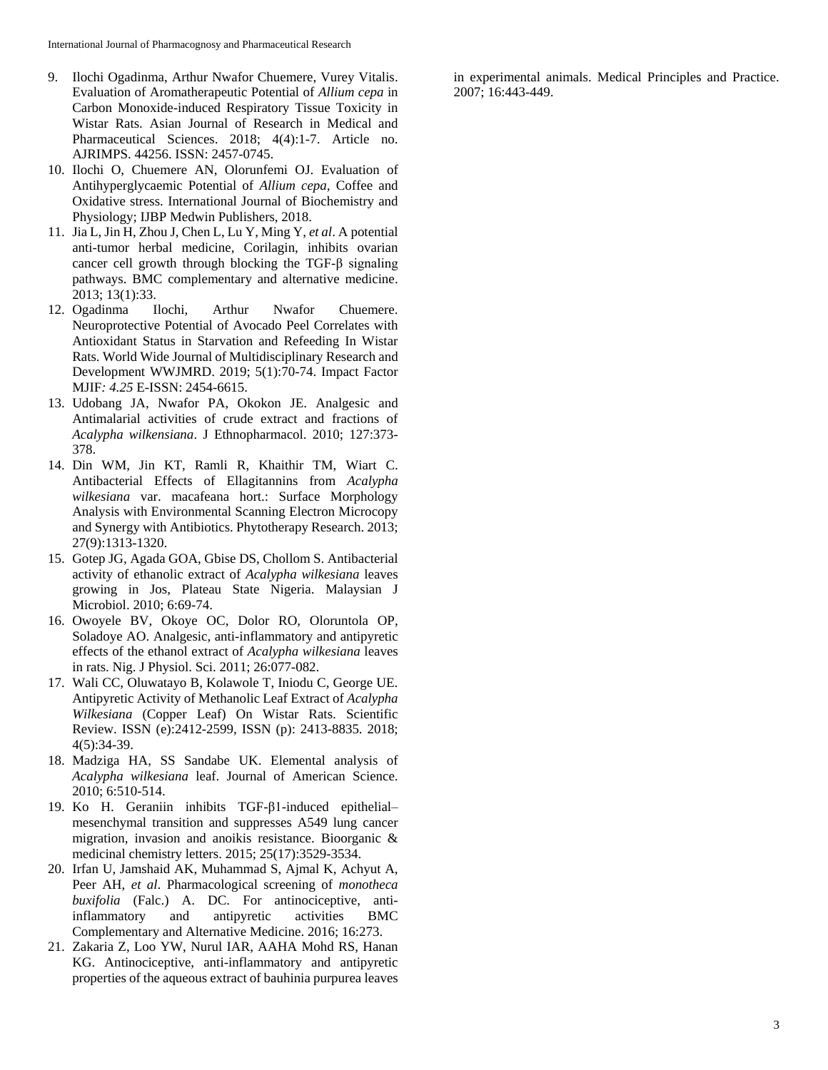9. Ilochi Ogadinma, Arthur Nwafor Chuemere, Vurey Vitalis. Evaluation of Aromatherapeutic Potential of *Allium cepa* in Carbon Monoxide-induced Respiratory Tissue Toxicity in Wistar Rats. Asian Journal of Research in Medical and Pharmaceutical Sciences. 2018; 4(4):1-7. Article no. AJRIMPS. 44256. ISSN: 2457-0745.
10. Ilochi O, Chuemere AN, Olorunfemi OJ. Evaluation of Antihyperglycaemic Potential of *Allium cepa*, Coffee and Oxidative stress. International Journal of Biochemistry and Physiology; IJBP Medwin Publishers, 2018.
11. Jia L, Jin H, Zhou J, Chen L, Lu Y, Ming Y, *et al*. A potential anti-tumor herbal medicine, Corilagin, inhibits ovarian cancer cell growth through blocking the TGF-β signaling pathways. BMC complementary and alternative medicine. 2013; 13(1):33.
12. Ogadinma Ilochi, Arthur Nwafor Chuemere. Neuroprotective Potential of Avocado Peel Correlates with Antioxidant Status in Starvation and Refeeding In Wistar Rats. World Wide Journal of Multidisciplinary Research and Development WWJMRD. 2019; 5(1):70-74. Impact Factor MJIF*: 4.25* E-ISSN: 2454-6615.
13. Udobang JA, Nwafor PA, Okokon JE. Analgesic and Antimalarial activities of crude extract and fractions of *Acalypha wilkensiana*. J Ethnopharmacol. 2010; 127:373-378.
14. Din WM, Jin KT, Ramli R, Khaithir TM, Wiart C. Antibacterial Effects of Ellagitannins from *Acalypha wilkesiana* var. macafeana hort.: Surface Morphology Analysis with Environmental Scanning Electron Microcopy and Synergy with Antibiotics. Phytotherapy Research. 2013; 27(9):1313-1320.
15. Gotep JG, Agada GOA, Gbise DS, Chollom S. Antibacterial activity of ethanolic extract of *Acalypha wilkesiana* leaves growing in Jos, Plateau State Nigeria. Malaysian J Microbiol. 2010; 6:69-74.
16. Owoyele BV, Okoye OC, Dolor RO, Oloruntola OP, Soladoye AO. Analgesic, anti-inflammatory and antipyretic effects of the ethanol extract of *Acalypha wilkesiana* leaves in rats. Nig. J Physiol. Sci. 2011; 26:077-082.
17. Wali CC, Oluwatayo B, Kolawole T, Iniodu C, George UE. Antipyretic Activity of Methanolic Leaf Extract of *Acalypha Wilkesiana* (Copper Leaf) On Wistar Rats. Scientific Review. ISSN (e):2412-2599, ISSN (p): 2413-8835. 2018; 4(5):34-39.
18. Madziga HA, SS Sandabe UK. Elemental analysis of *Acalypha wilkesiana* leaf. Journal of American Science. 2010; 6:510-514.
19. Ko H. Geraniin inhibits TGF-β1-induced epithelial–mesenchymal transition and suppresses A549 lung cancer migration, invasion and anoikis resistance. Bioorganic & medicinal chemistry letters. 2015; 25(17):3529-3534.
20. Irfan U, Jamshaid AK, Muhammad S, Ajmal K, Achyut A, Peer AH, *et al*. Pharmacological screening of *monotheca buxifolia* (Falc.) A. DC. For antinociceptive, anti-inflammatory and antipyretic activities BMC Complementary and Alternative Medicine. 2016; 16:273.
21. Zakaria Z, Loo YW, Nurul IAR, AAHA Mohd RS, Hanan KG. Antinociceptive, anti-inflammatory and antipyretic properties of the aqueous extract of bauhinia purpurea leaves in experimental animals. Medical Principles and Practice. 2007; 16:443-449.